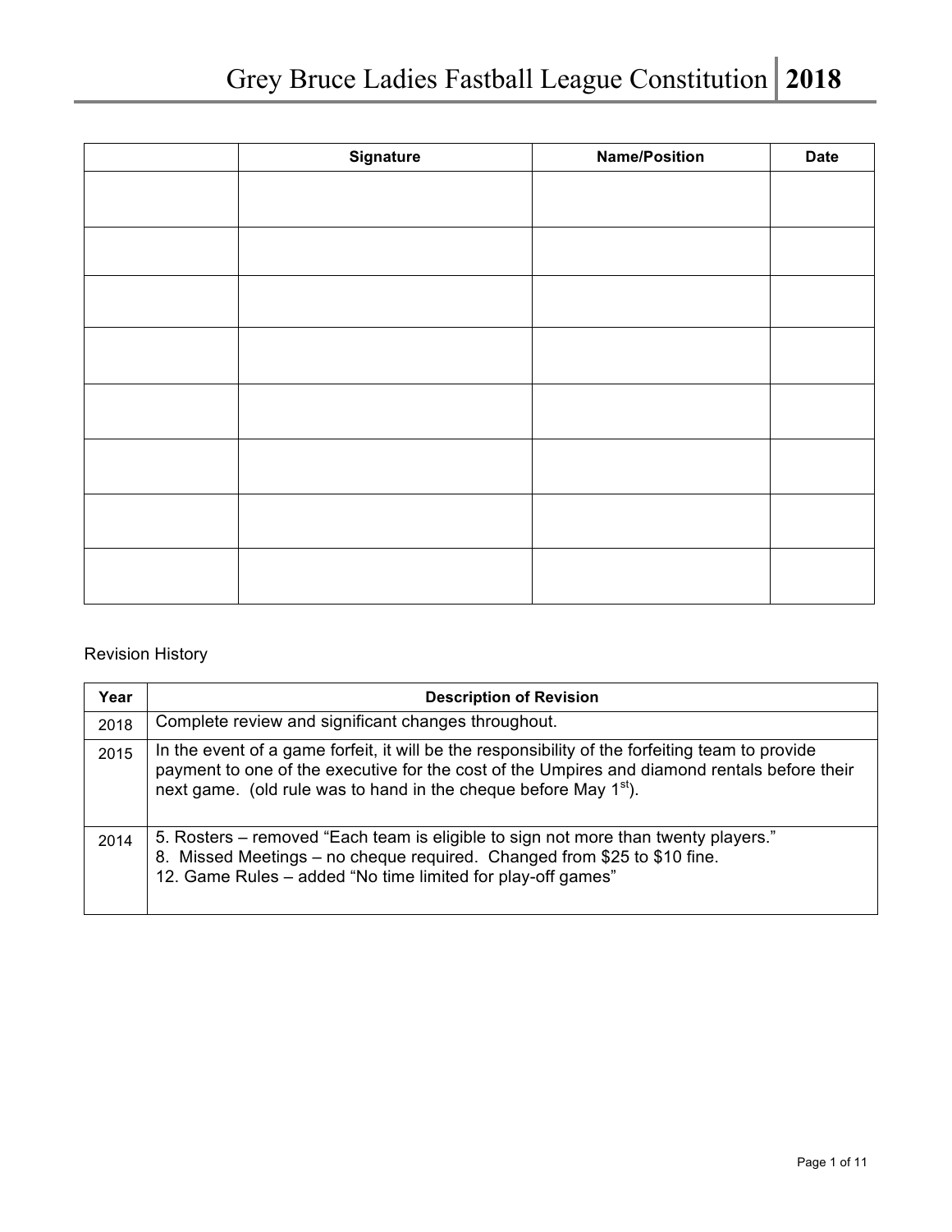| | Signature | Name/Position | Date |
|---|---|---|---|
| | | | |
| | | | |
| | | | |
| | | | |
| | | | |
| | | | |
| | | | |
| | | | |

Revision History

| Year | Description of Revision |
|---|---|
| 2018 | Complete review and significant changes throughout. |
| 2015 | In the event of a game forfeit, it will be the responsibility of the forfeiting team to provide payment to one of the executive for the cost of the Umpires and diamond rentals before their next game. (old rule was to hand in the cheque before May 1st). |
| 2014 | 5. Rosters – removed "Each team is eligible to sign not more than twenty players."<br>8. Missed Meetings – no cheque required. Changed from $25 to $10 fine.<br>12. Game Rules – added "No time limited for play-off games" |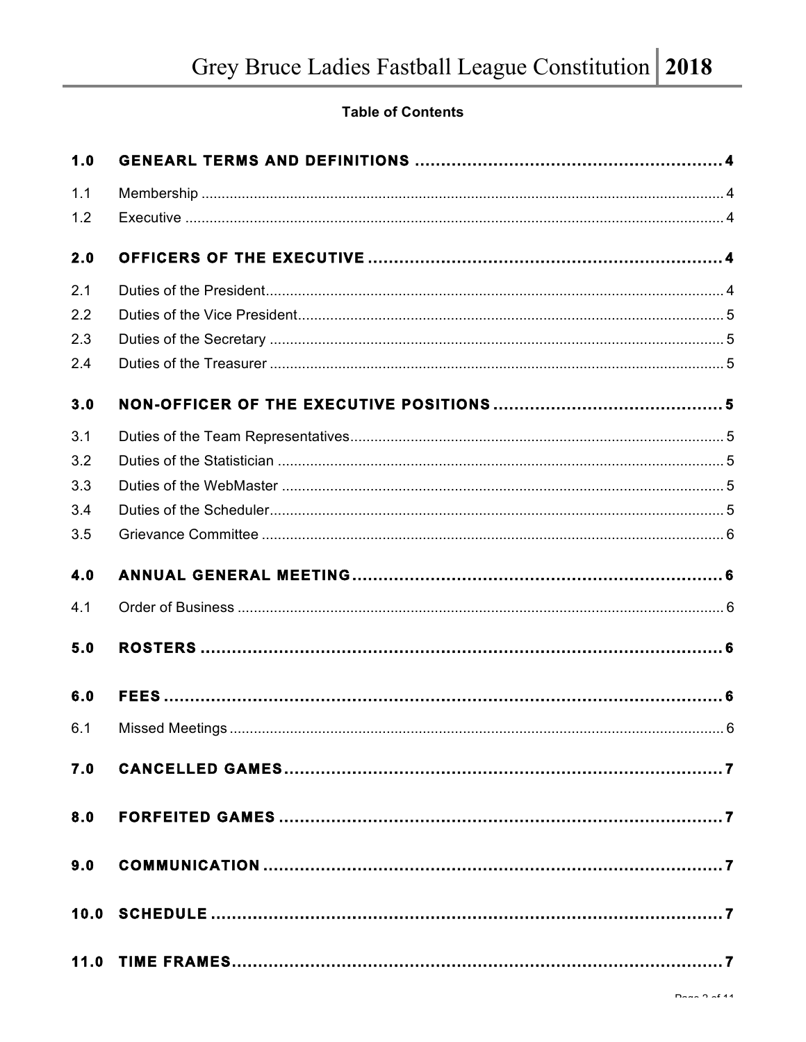**Table of Contents**

**1.0 GENEARL TERMS AND DEFINITIONS .......... 4**

1.1 Membership .......... 4

1.2 Executive .......... 4

**2.0 OFFICERS OF THE EXECUTIVE .......... 4**

2.1 Duties of the President .......... 4

2.2 Duties of the Vice President .......... 5

2.3 Duties of the Secretary .......... 5

2.4 Duties of the Treasurer .......... 5

**3.0 NON-OFFICER OF THE EXECUTIVE POSITIONS .......... 5**

3.1 Duties of the Team Representatives .......... 5

3.2 Duties of the Statistician .......... 5

3.3 Duties of the WebMaster .......... 5

3.4 Duties of the Scheduler .......... 5

3.5 Grievance Committee .......... 6

**4.0 ANNUAL GENERAL MEETING .......... 6**

4.1 Order of Business .......... 6

**5.0 ROSTERS .......... 6**

**6.0 FEES .......... 6**

6.1 Missed Meetings .......... 6

**7.0 CANCELLED GAMES .......... 7**

**8.0 FORFEITED GAMES .......... 7**

**9.0 COMMUNICATION .......... 7**

**10.0 SCHEDULE .......... 7**

**11.0 TIME FRAMES .......... 7**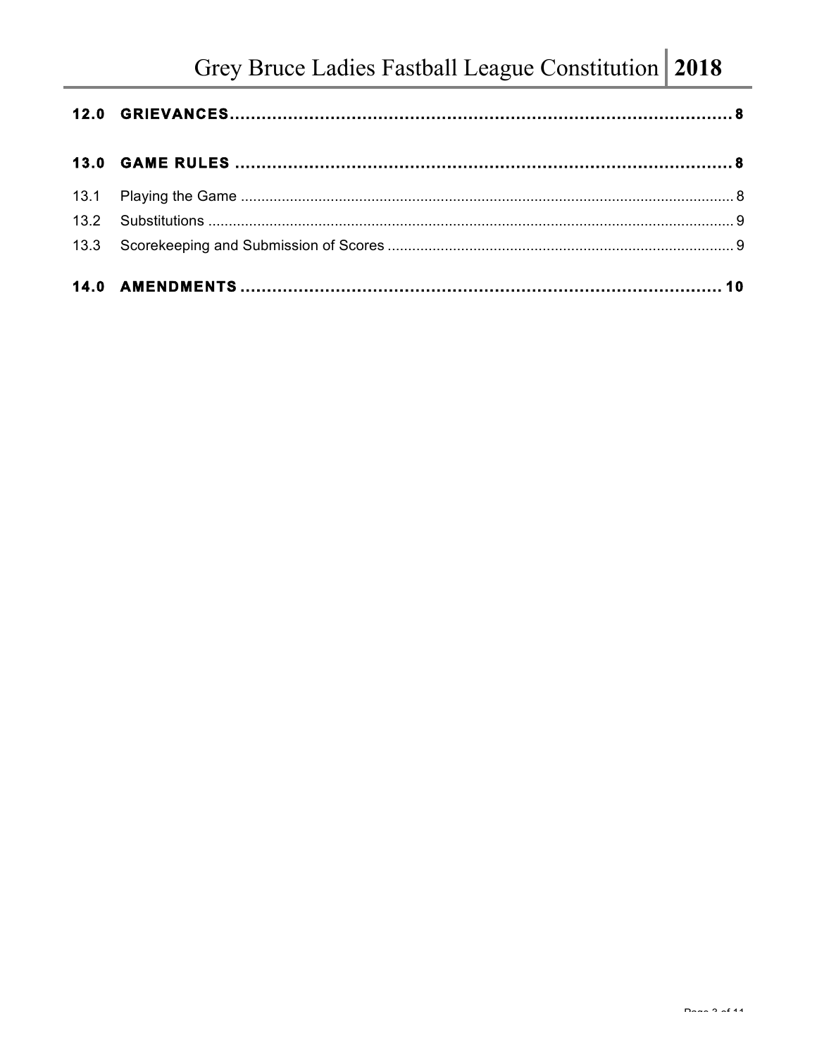**12.0 GRIEVANCES** ........................................................................................ 8

**13.0 GAME RULES** ........................................................................................ 8

13.1 Playing the Game ........................................................................................ 8

13.2 Substitutions ........................................................................................ 9

13.3 Scorekeeping and Submission of Scores ........................................................................................ 9

**14.0 AMENDMENTS** ........................................................................................ 10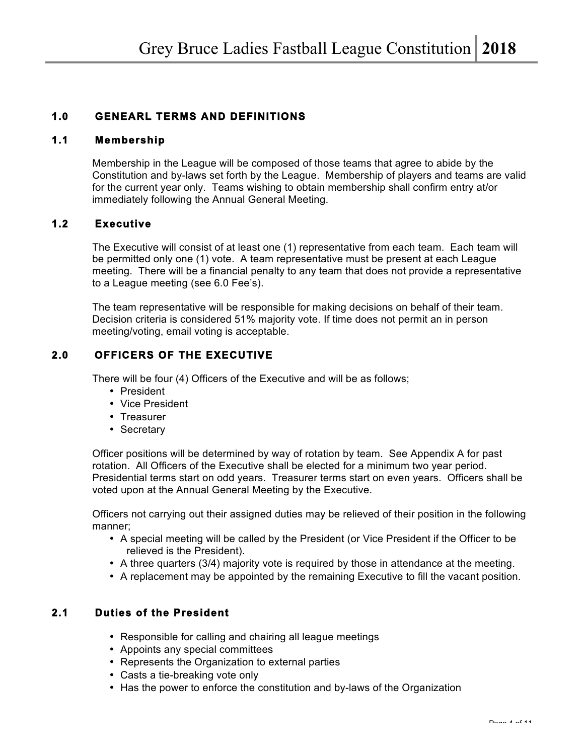## 1.0 GENEARL TERMS AND DEFINITIONS

### 1.1 Membership

Membership in the League will be composed of those teams that agree to abide by the Constitution and by-laws set forth by the League. Membership of players and teams are valid for the current year only. Teams wishing to obtain membership shall confirm entry at/or immediately following the Annual General Meeting.

### 1.2 Executive

The Executive will consist of at least one (1) representative from each team. Each team will be permitted only one (1) vote. A team representative must be present at each League meeting. There will be a financial penalty to any team that does not provide a representative to a League meeting (see 6.0 Fee's).

The team representative will be responsible for making decisions on behalf of their team. Decision criteria is considered 51% majority vote. If time does not permit an in person meeting/voting, email voting is acceptable.

## 2.0 OFFICERS OF THE EXECUTIVE

There will be four (4) Officers of the Executive and will be as follows;

- President
- Vice President
- Treasurer
- Secretary

Officer positions will be determined by way of rotation by team. See Appendix A for past rotation. All Officers of the Executive shall be elected for a minimum two year period. Presidential terms start on odd years. Treasurer terms start on even years. Officers shall be voted upon at the Annual General Meeting by the Executive.

Officers not carrying out their assigned duties may be relieved of their position in the following manner;

- A special meeting will be called by the President (or Vice President if the Officer to be relieved is the President).
- A three quarters (3/4) majority vote is required by those in attendance at the meeting.
- A replacement may be appointed by the remaining Executive to fill the vacant position.

### 2.1 Duties of the President

- Responsible for calling and chairing all league meetings
- Appoints any special committees
- Represents the Organization to external parties
- Casts a tie-breaking vote only
- Has the power to enforce the constitution and by-laws of the Organization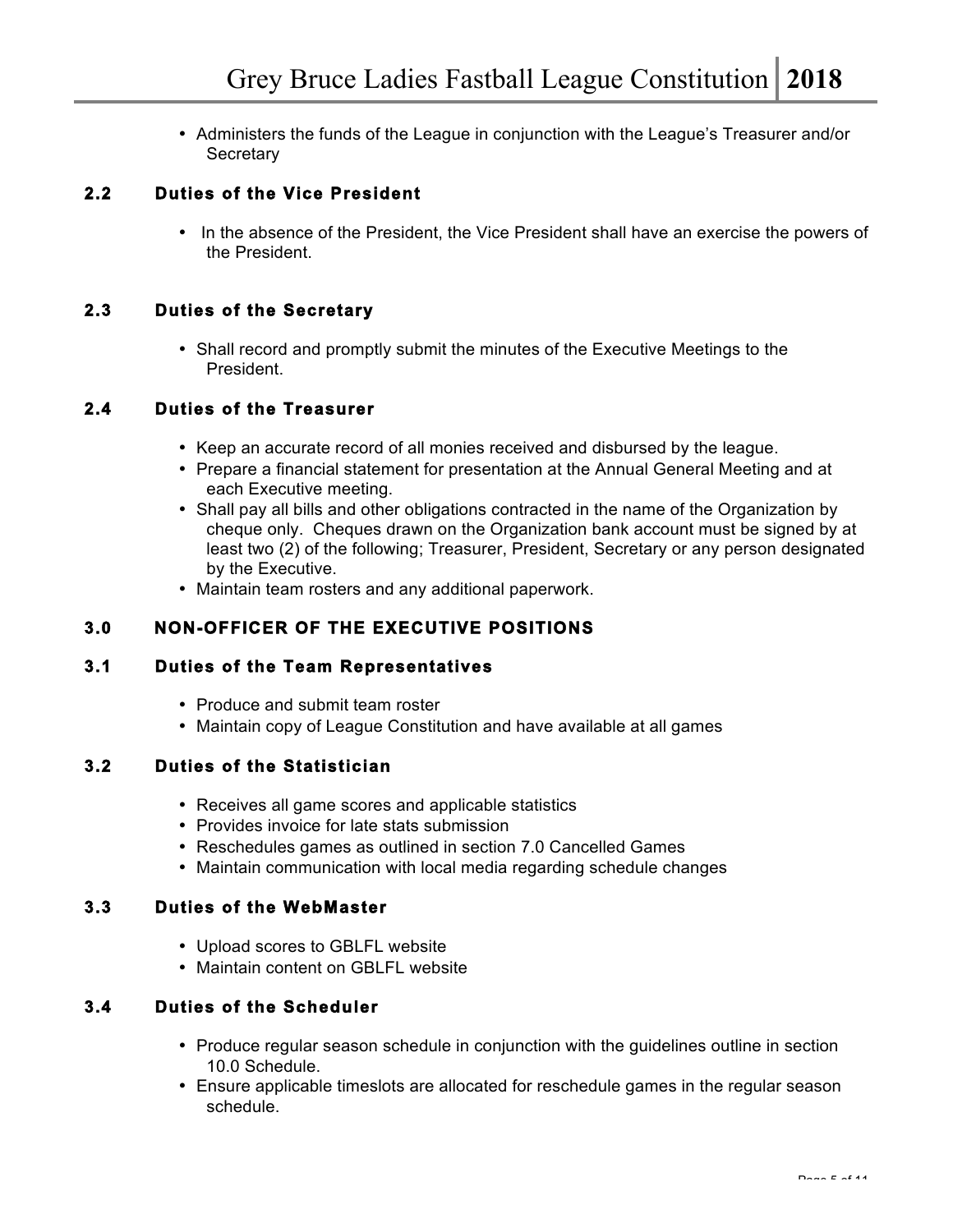- Administers the funds of the League in conjunction with the League's Treasurer and/or Secretary

### 2.2 Duties of the Vice President

- In the absence of the President, the Vice President shall have an exercise the powers of the President.

### 2.3 Duties of the Secretary

- Shall record and promptly submit the minutes of the Executive Meetings to the President.

### 2.4 Duties of the Treasurer

- Keep an accurate record of all monies received and disbursed by the league.
- Prepare a financial statement for presentation at the Annual General Meeting and at each Executive meeting.
- Shall pay all bills and other obligations contracted in the name of the Organization by cheque only. Cheques drawn on the Organization bank account must be signed by at least two (2) of the following; Treasurer, President, Secretary or any person designated by the Executive.
- Maintain team rosters and any additional paperwork.

## 3.0 NON-OFFICER OF THE EXECUTIVE POSITIONS

### 3.1 Duties of the Team Representatives

- Produce and submit team roster
- Maintain copy of League Constitution and have available at all games

### 3.2 Duties of the Statistician

- Receives all game scores and applicable statistics
- Provides invoice for late stats submission
- Reschedules games as outlined in section 7.0 Cancelled Games
- Maintain communication with local media regarding schedule changes

### 3.3 Duties of the WebMaster

- Upload scores to GBLFL website
- Maintain content on GBLFL website

### 3.4 Duties of the Scheduler

- Produce regular season schedule in conjunction with the guidelines outline in section 10.0 Schedule.
- Ensure applicable timeslots are allocated for reschedule games in the regular season schedule.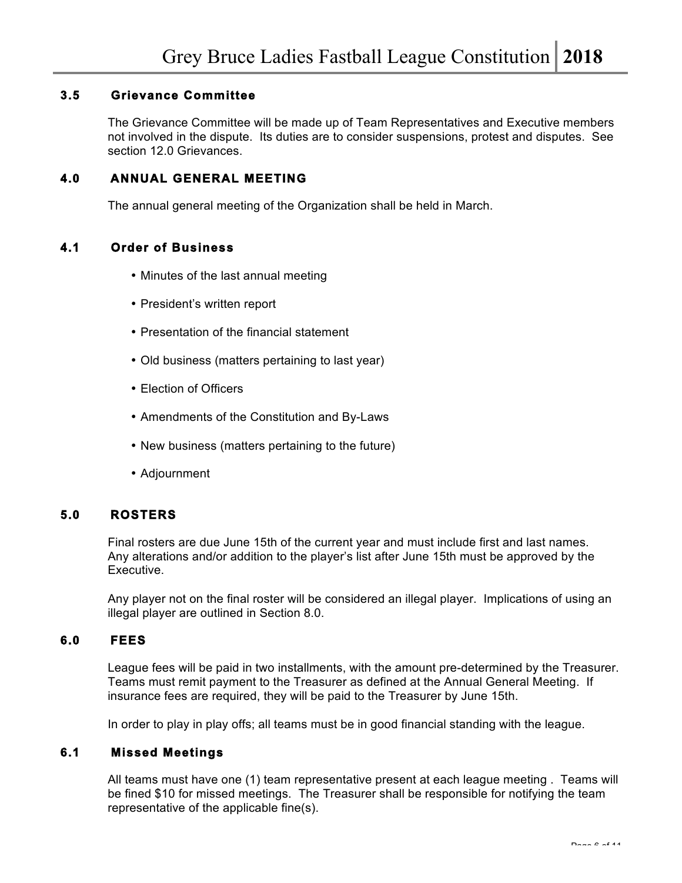### 3.5 Grievance Committee

The Grievance Committee will be made up of Team Representatives and Executive members not involved in the dispute. Its duties are to consider suspensions, protest and disputes. See section 12.0 Grievances.

## 4.0 ANNUAL GENERAL MEETING

The annual general meeting of the Organization shall be held in March.

### 4.1 Order of Business

- Minutes of the last annual meeting
- President's written report
- Presentation of the financial statement
- Old business (matters pertaining to last year)
- Election of Officers
- Amendments of the Constitution and By-Laws
- New business (matters pertaining to the future)
- Adjournment

## 5.0 ROSTERS

Final rosters are due June 15th of the current year and must include first and last names. Any alterations and/or addition to the player's list after June 15th must be approved by the Executive.

Any player not on the final roster will be considered an illegal player. Implications of using an illegal player are outlined in Section 8.0.

## 6.0 FEES

League fees will be paid in two installments, with the amount pre-determined by the Treasurer. Teams must remit payment to the Treasurer as defined at the Annual General Meeting. If insurance fees are required, they will be paid to the Treasurer by June 15th.

In order to play in play offs; all teams must be in good financial standing with the league.

### 6.1 Missed Meetings

All teams must have one (1) team representative present at each league meeting . Teams will be fined $10 for missed meetings. The Treasurer shall be responsible for notifying the team representative of the applicable fine(s).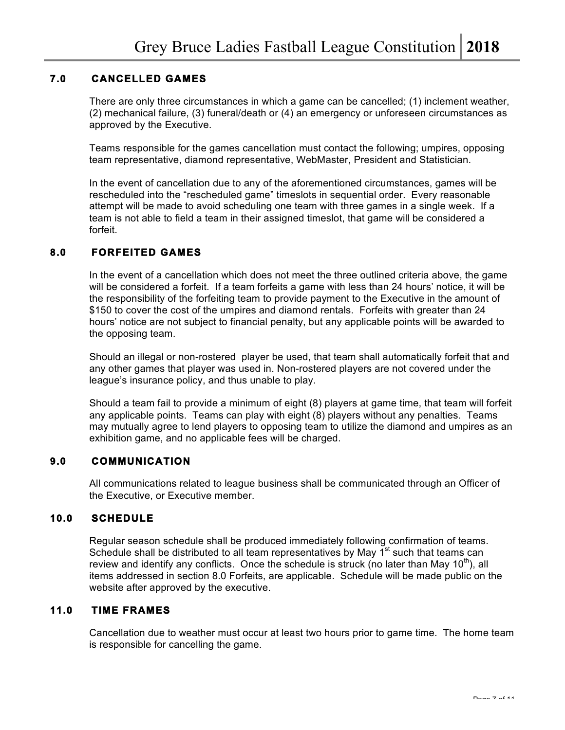## 7.0 CANCELLED GAMES

There are only three circumstances in which a game can be cancelled; (1) inclement weather, (2) mechanical failure, (3) funeral/death or (4) an emergency or unforeseen circumstances as approved by the Executive.

Teams responsible for the games cancellation must contact the following; umpires, opposing team representative, diamond representative, WebMaster, President and Statistician.

In the event of cancellation due to any of the aforementioned circumstances, games will be rescheduled into the "rescheduled game" timeslots in sequential order. Every reasonable attempt will be made to avoid scheduling one team with three games in a single week. If a team is not able to field a team in their assigned timeslot, that game will be considered a forfeit.

## 8.0 FORFEITED GAMES

In the event of a cancellation which does not meet the three outlined criteria above, the game will be considered a forfeit. If a team forfeits a game with less than 24 hours' notice, it will be the responsibility of the forfeiting team to provide payment to the Executive in the amount of $150 to cover the cost of the umpires and diamond rentals. Forfeits with greater than 24 hours' notice are not subject to financial penalty, but any applicable points will be awarded to the opposing team.

Should an illegal or non-rostered player be used, that team shall automatically forfeit that and any other games that player was used in. Non-rostered players are not covered under the league's insurance policy, and thus unable to play.

Should a team fail to provide a minimum of eight (8) players at game time, that team will forfeit any applicable points. Teams can play with eight (8) players without any penalties. Teams may mutually agree to lend players to opposing team to utilize the diamond and umpires as an exhibition game, and no applicable fees will be charged.

## 9.0 COMMUNICATION

All communications related to league business shall be communicated through an Officer of the Executive, or Executive member.

## 10.0 SCHEDULE

Regular season schedule shall be produced immediately following confirmation of teams. Schedule shall be distributed to all team representatives by May 1st such that teams can review and identify any conflicts. Once the schedule is struck (no later than May 10th), all items addressed in section 8.0 Forfeits, are applicable. Schedule will be made public on the website after approved by the executive.

## 11.0 TIME FRAMES

Cancellation due to weather must occur at least two hours prior to game time. The home team is responsible for cancelling the game.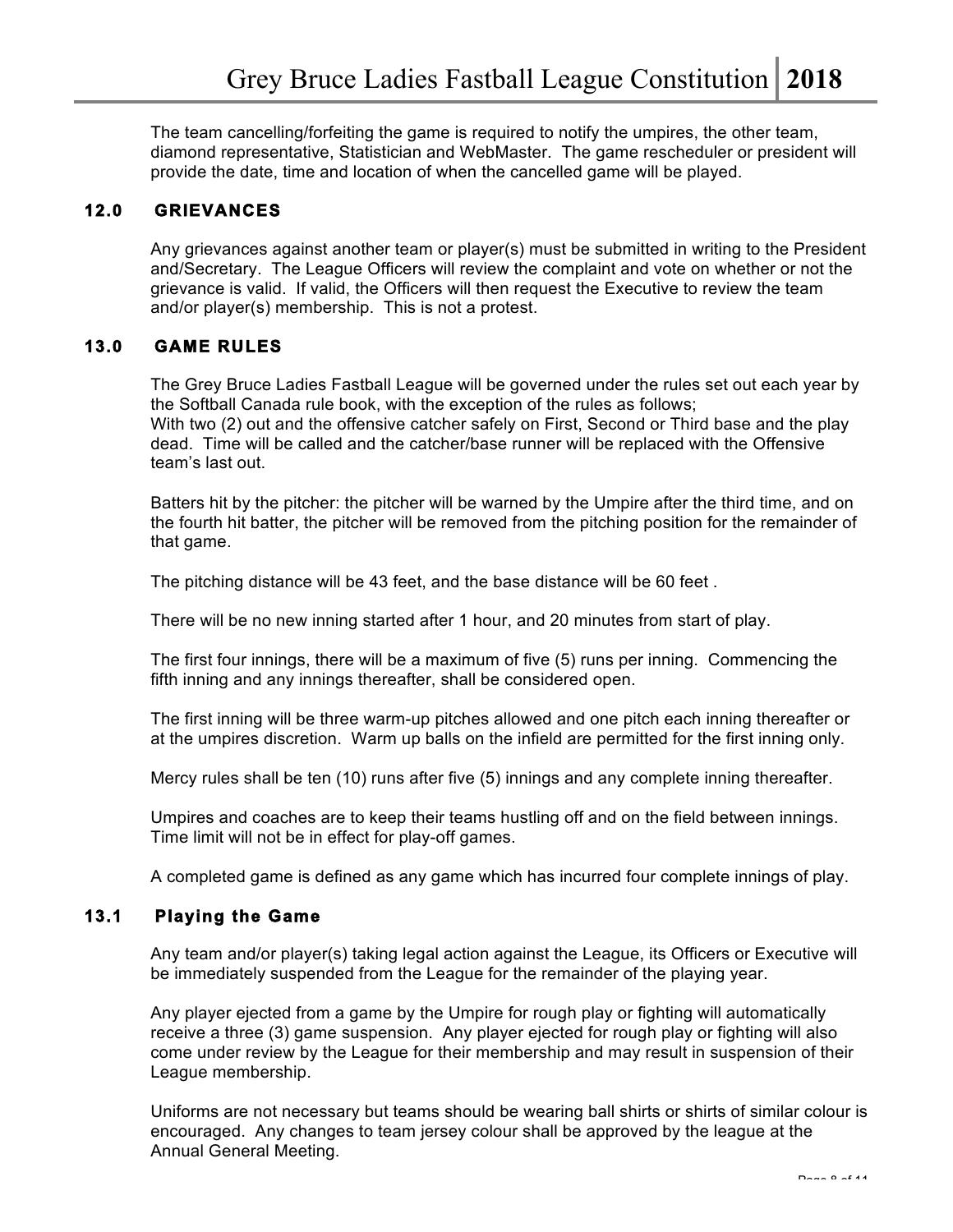The team cancelling/forfeiting the game is required to notify the umpires, the other team, diamond representative, Statistician and WebMaster. The game rescheduler or president will provide the date, time and location of when the cancelled game will be played.

## 12.0 GRIEVANCES

Any grievances against another team or player(s) must be submitted in writing to the President and/Secretary. The League Officers will review the complaint and vote on whether or not the grievance is valid. If valid, the Officers will then request the Executive to review the team and/or player(s) membership. This is not a protest.

## 13.0 GAME RULES

The Grey Bruce Ladies Fastball League will be governed under the rules set out each year by the Softball Canada rule book, with the exception of the rules as follows;
With two (2) out and the offensive catcher safely on First, Second or Third base and the play dead. Time will be called and the catcher/base runner will be replaced with the Offensive team's last out.

Batters hit by the pitcher: the pitcher will be warned by the Umpire after the third time, and on the fourth hit batter, the pitcher will be removed from the pitching position for the remainder of that game.

The pitching distance will be 43 feet, and the base distance will be 60 feet .

There will be no new inning started after 1 hour, and 20 minutes from start of play.

The first four innings, there will be a maximum of five (5) runs per inning. Commencing the fifth inning and any innings thereafter, shall be considered open.

The first inning will be three warm-up pitches allowed and one pitch each inning thereafter or at the umpires discretion. Warm up balls on the infield are permitted for the first inning only.

Mercy rules shall be ten (10) runs after five (5) innings and any complete inning thereafter.

Umpires and coaches are to keep their teams hustling off and on the field between innings. Time limit will not be in effect for play-off games.

A completed game is defined as any game which has incurred four complete innings of play.

### 13.1 Playing the Game

Any team and/or player(s) taking legal action against the League, its Officers or Executive will be immediately suspended from the League for the remainder of the playing year.

Any player ejected from a game by the Umpire for rough play or fighting will automatically receive a three (3) game suspension. Any player ejected for rough play or fighting will also come under review by the League for their membership and may result in suspension of their League membership.

Uniforms are not necessary but teams should be wearing ball shirts or shirts of similar colour is encouraged. Any changes to team jersey colour shall be approved by the league at the Annual General Meeting.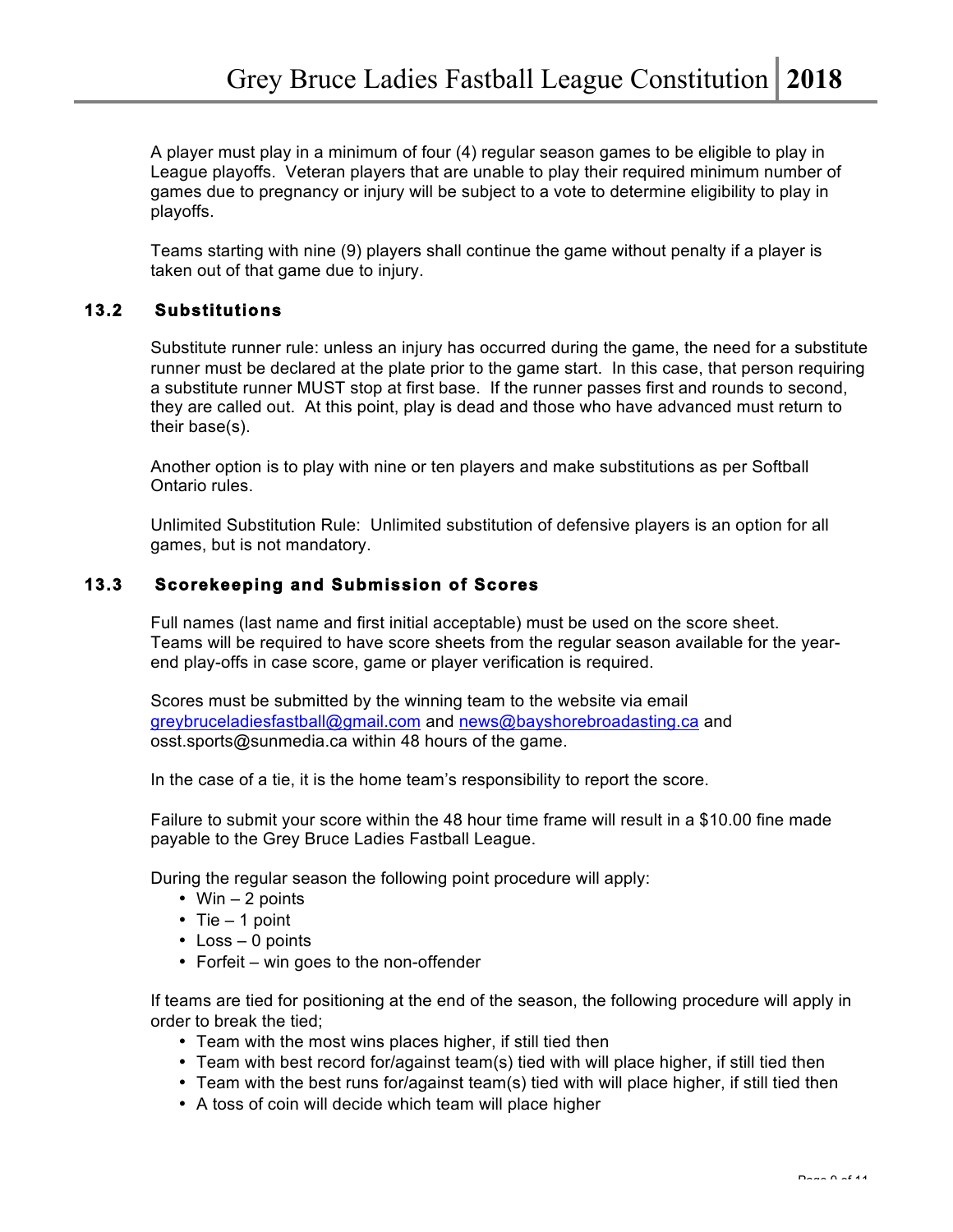A player must play in a minimum of four (4) regular season games to be eligible to play in League playoffs. Veteran players that are unable to play their required minimum number of games due to pregnancy or injury will be subject to a vote to determine eligibility to play in playoffs.

Teams starting with nine (9) players shall continue the game without penalty if a player is taken out of that game due to injury.

### 13.2 Substitutions

Substitute runner rule: unless an injury has occurred during the game, the need for a substitute runner must be declared at the plate prior to the game start. In this case, that person requiring a substitute runner MUST stop at first base. If the runner passes first and rounds to second, they are called out. At this point, play is dead and those who have advanced must return to their base(s).

Another option is to play with nine or ten players and make substitutions as per Softball Ontario rules.

Unlimited Substitution Rule: Unlimited substitution of defensive players is an option for all games, but is not mandatory.

### 13.3 Scorekeeping and Submission of Scores

Full names (last name and first initial acceptable) must be used on the score sheet. Teams will be required to have score sheets from the regular season available for the year-end play-offs in case score, game or player verification is required.

Scores must be submitted by the winning team to the website via email greybruceladiesfastball@gmail.com and news@bayshorebroadasting.ca and osst.sports@sunmedia.ca within 48 hours of the game.

In the case of a tie, it is the home team's responsibility to report the score.

Failure to submit your score within the 48 hour time frame will result in a $10.00 fine made payable to the Grey Bruce Ladies Fastball League.

During the regular season the following point procedure will apply:

- Win – 2 points
- Tie – 1 point
- Loss – 0 points
- Forfeit – win goes to the non-offender

If teams are tied for positioning at the end of the season, the following procedure will apply in order to break the tied;

- Team with the most wins places higher, if still tied then
- Team with best record for/against team(s) tied with will place higher, if still tied then
- Team with the best runs for/against team(s) tied with will place higher, if still tied then
- A toss of coin will decide which team will place higher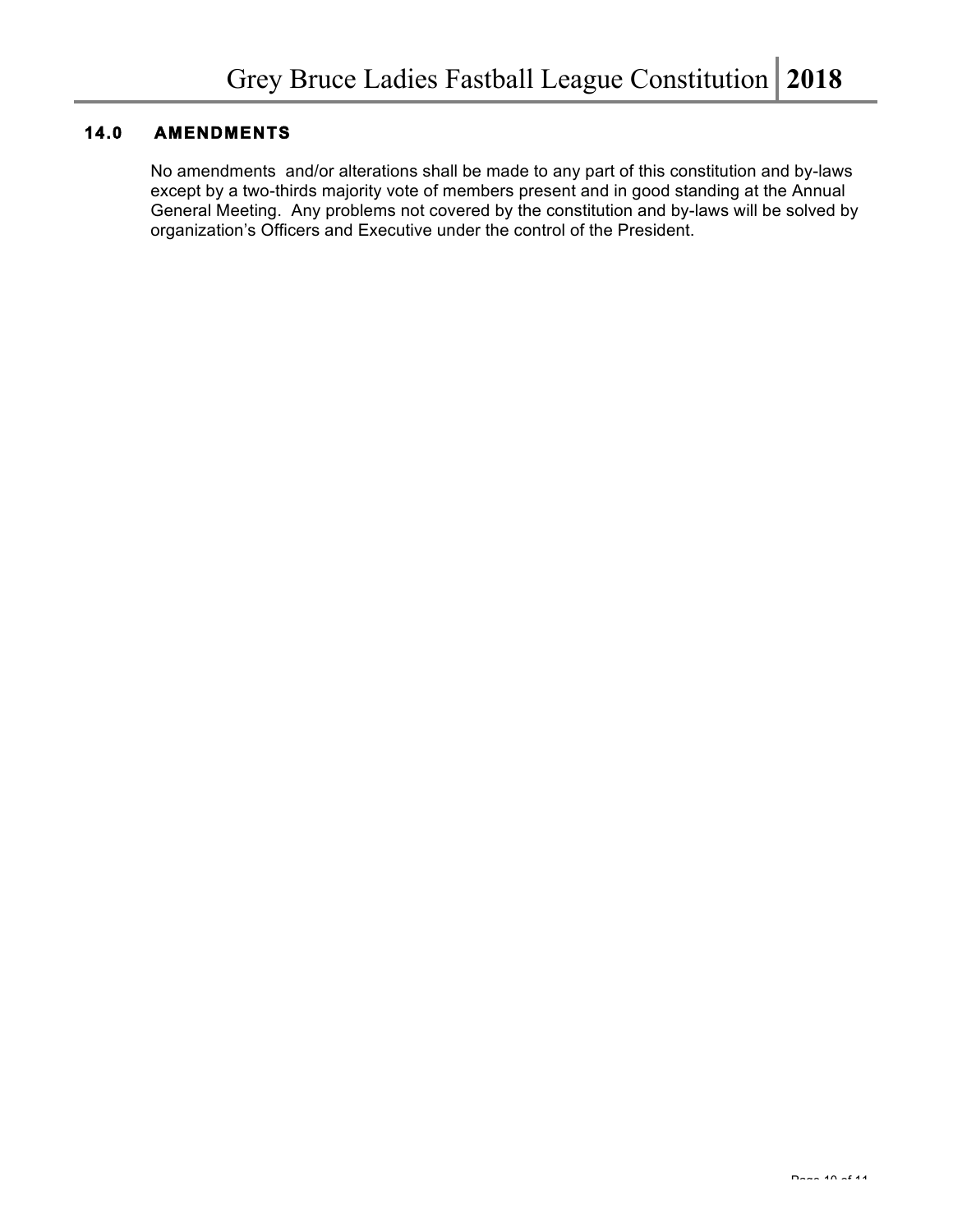## 14.0 AMENDMENTS

No amendments and/or alterations shall be made to any part of this constitution and by-laws except by a two-thirds majority vote of members present and in good standing at the Annual General Meeting. Any problems not covered by the constitution and by-laws will be solved by organization's Officers and Executive under the control of the President.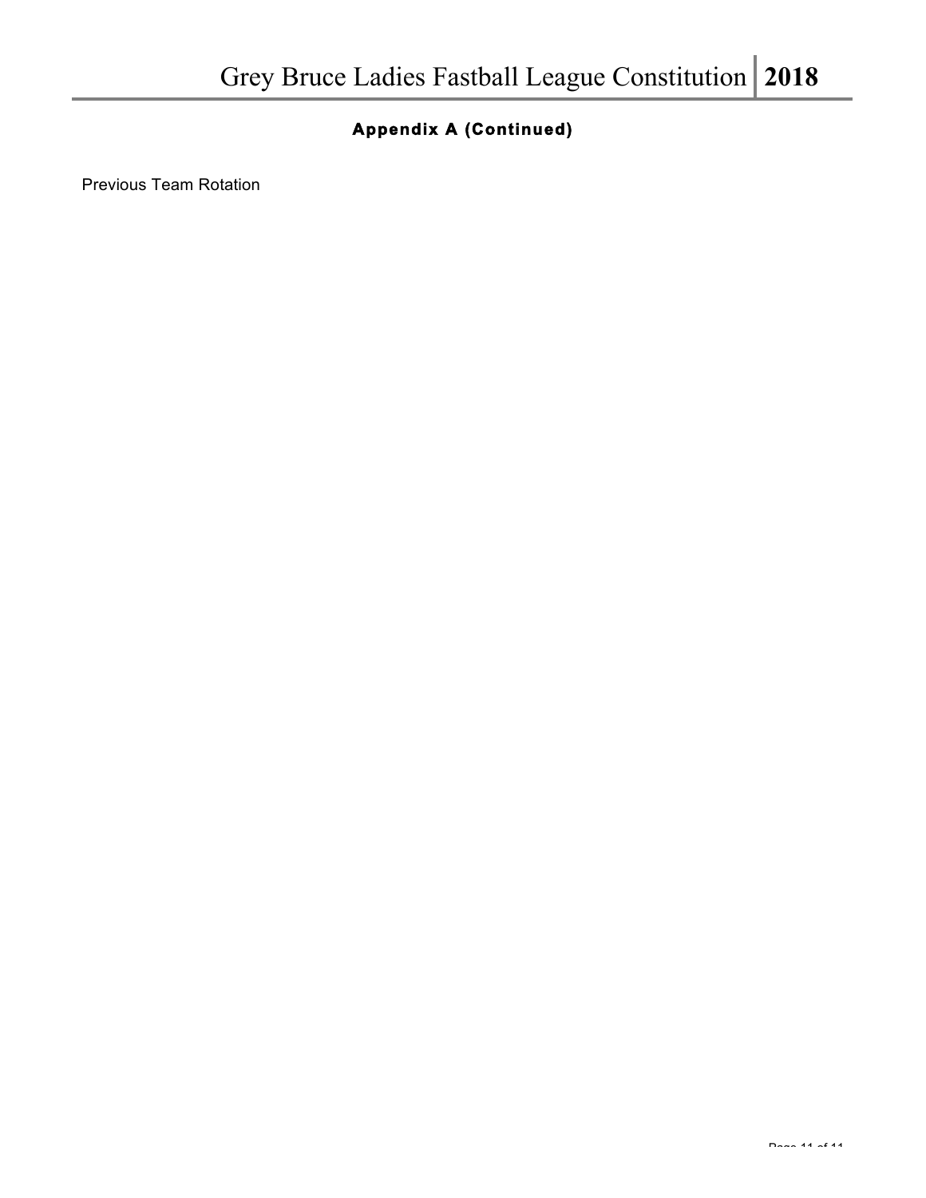## Appendix A (Continued)

Previous Team Rotation